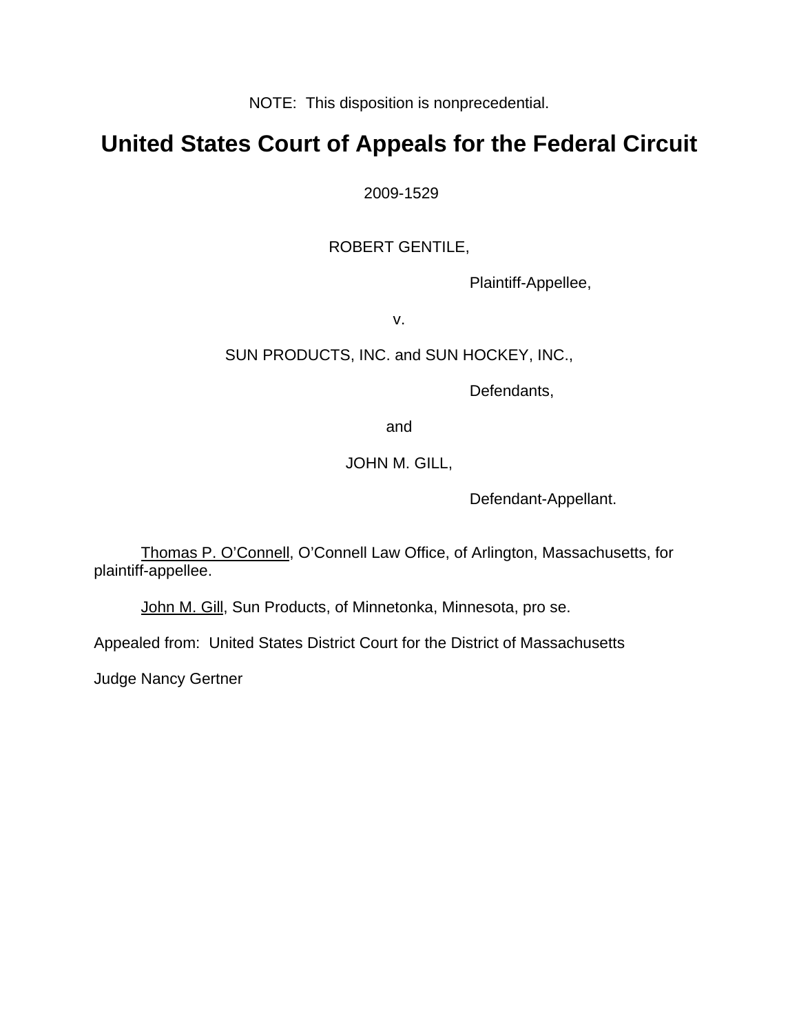NOTE: This disposition is nonprecedential.

# United States Court of Appeals for the Federal Circuit

2009-1529

ROBERT GENTILE,

Plaintiff-Appellee,

v.

SUN PRODUCTS, INC. and SUN HOCKEY, INC.,

Defendants,

and

JOHN M. GILL,

Defendant-Appellant.

Thomas P. O'Connell, O'Connell Law Office, of Arlington, Massachusetts, for plaintiff-appellee.

John M. Gill, Sun Products, of Minnetonka, Minnesota, pro se.

Appealed from: United States District Court for the District of Massachusetts

Judge Nancy Gertner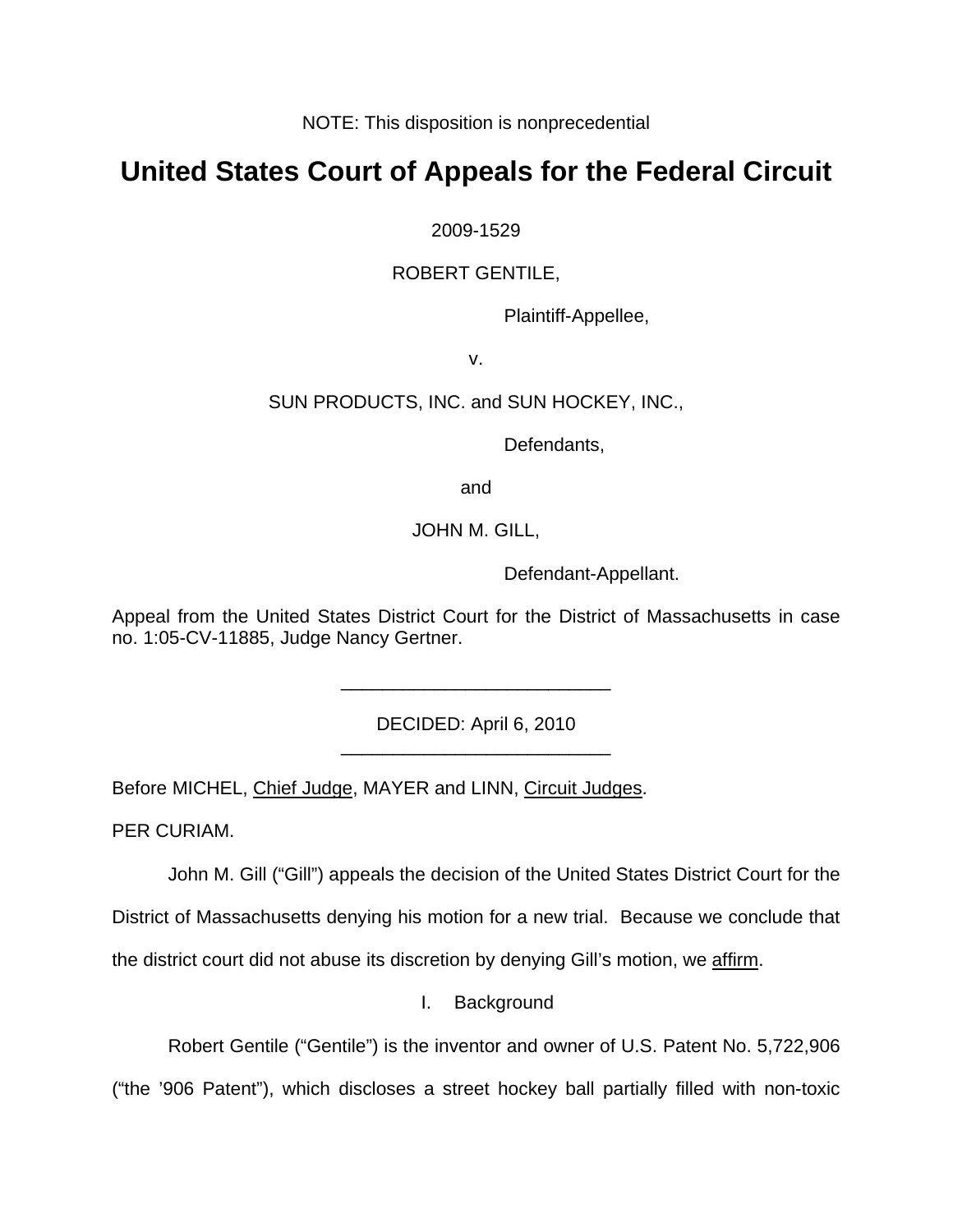NOTE: This disposition is nonprecedential

# United States Court of Appeals for the Federal Circuit

2009-1529

ROBERT GENTILE,

Plaintiff-Appellee,

v.

SUN PRODUCTS, INC. and SUN HOCKEY, INC.,

Defendants,

and

JOHN M. GILL,

Defendant-Appellant.

Appeal from the United States District Court for the District of Massachusetts in case no. 1:05-CV-11885, Judge Nancy Gertner.

---

DECIDED: April 6, 2010

---

Before MICHEL, Chief Judge, MAYER and LINN, Circuit Judges.

PER CURIAM.

John M. Gill ("Gill") appeals the decision of the United States District Court for the District of Massachusetts denying his motion for a new trial. Because we conclude that the district court did not abuse its discretion by denying Gill's motion, we affirm.

I. Background

Robert Gentile ("Gentile") is the inventor and owner of U.S. Patent No. 5,722,906 ("the '906 Patent"), which discloses a street hockey ball partially filled with non-toxic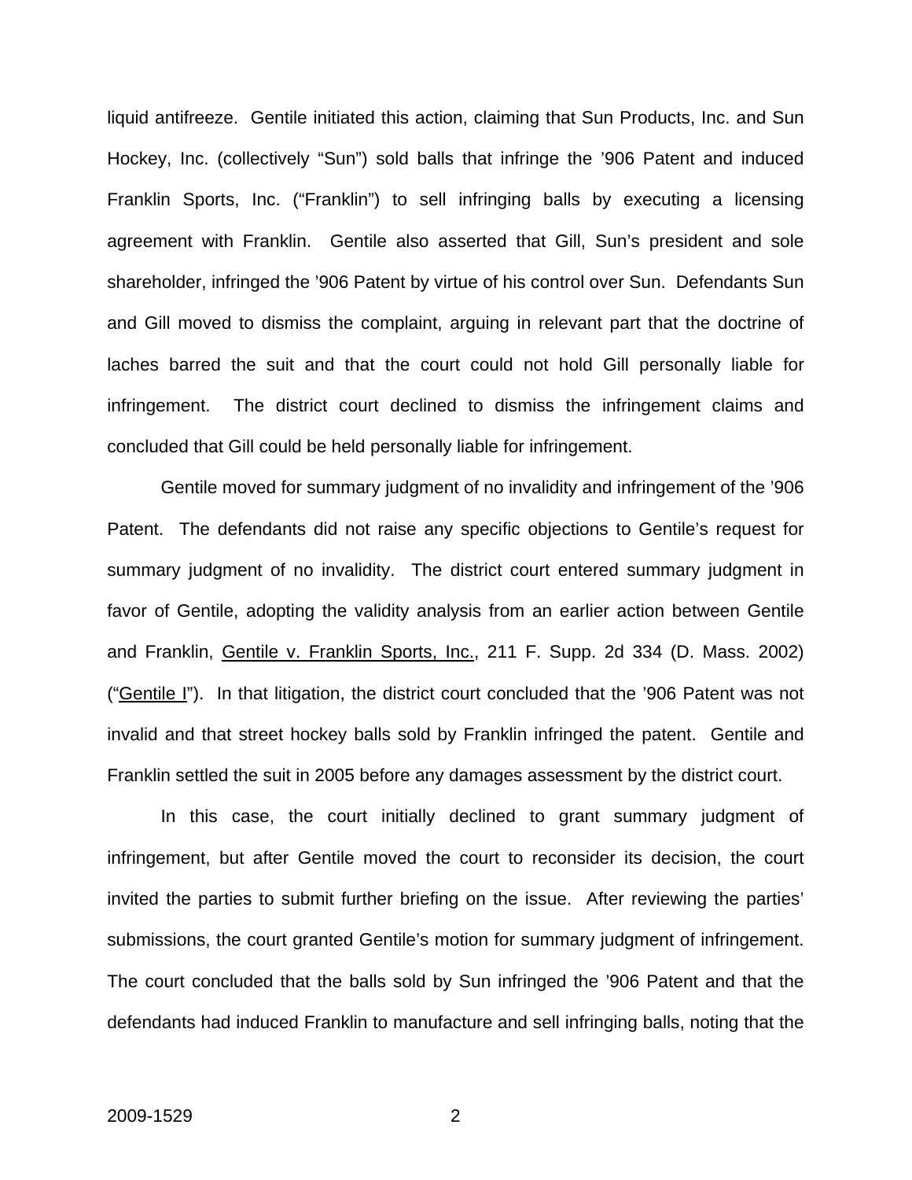liquid antifreeze. Gentile initiated this action, claiming that Sun Products, Inc. and Sun Hockey, Inc. (collectively "Sun") sold balls that infringe the '906 Patent and induced Franklin Sports, Inc. ("Franklin") to sell infringing balls by executing a licensing agreement with Franklin. Gentile also asserted that Gill, Sun's president and sole shareholder, infringed the '906 Patent by virtue of his control over Sun. Defendants Sun and Gill moved to dismiss the complaint, arguing in relevant part that the doctrine of laches barred the suit and that the court could not hold Gill personally liable for infringement. The district court declined to dismiss the infringement claims and concluded that Gill could be held personally liable for infringement.

Gentile moved for summary judgment of no invalidity and infringement of the '906 Patent. The defendants did not raise any specific objections to Gentile's request for summary judgment of no invalidity. The district court entered summary judgment in favor of Gentile, adopting the validity analysis from an earlier action between Gentile and Franklin, Gentile v. Franklin Sports, Inc., 211 F. Supp. 2d 334 (D. Mass. 2002) ("Gentile I"). In that litigation, the district court concluded that the '906 Patent was not invalid and that street hockey balls sold by Franklin infringed the patent. Gentile and Franklin settled the suit in 2005 before any damages assessment by the district court.

In this case, the court initially declined to grant summary judgment of infringement, but after Gentile moved the court to reconsider its decision, the court invited the parties to submit further briefing on the issue. After reviewing the parties' submissions, the court granted Gentile's motion for summary judgment of infringement. The court concluded that the balls sold by Sun infringed the '906 Patent and that the defendants had induced Franklin to manufacture and sell infringing balls, noting that the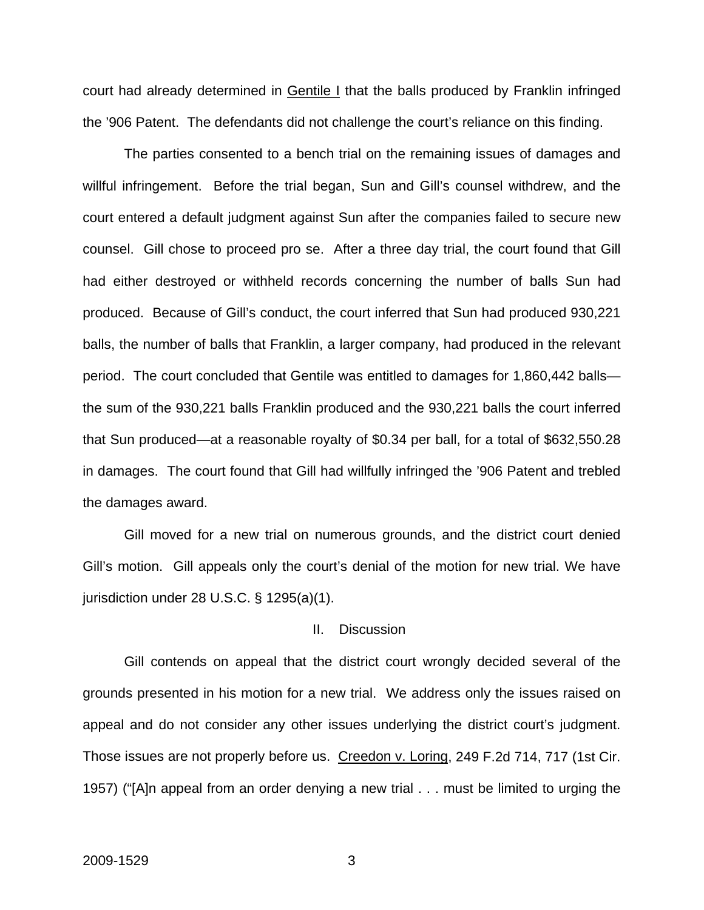court had already determined in Gentile I that the balls produced by Franklin infringed the '906 Patent. The defendants did not challenge the court's reliance on this finding.

The parties consented to a bench trial on the remaining issues of damages and willful infringement. Before the trial began, Sun and Gill's counsel withdrew, and the court entered a default judgment against Sun after the companies failed to secure new counsel. Gill chose to proceed pro se. After a three day trial, the court found that Gill had either destroyed or withheld records concerning the number of balls Sun had produced. Because of Gill's conduct, the court inferred that Sun had produced 930,221 balls, the number of balls that Franklin, a larger company, had produced in the relevant period. The court concluded that Gentile was entitled to damages for 1,860,442 balls—the sum of the 930,221 balls Franklin produced and the 930,221 balls the court inferred that Sun produced—at a reasonable royalty of $0.34 per ball, for a total of $632,550.28 in damages. The court found that Gill had willfully infringed the '906 Patent and trebled the damages award.

Gill moved for a new trial on numerous grounds, and the district court denied Gill's motion. Gill appeals only the court's denial of the motion for new trial. We have jurisdiction under 28 U.S.C. § 1295(a)(1).

## II. Discussion

Gill contends on appeal that the district court wrongly decided several of the grounds presented in his motion for a new trial. We address only the issues raised on appeal and do not consider any other issues underlying the district court's judgment. Those issues are not properly before us. Creedon v. Loring, 249 F.2d 714, 717 (1st Cir. 1957) ("[A]n appeal from an order denying a new trial . . . must be limited to urging the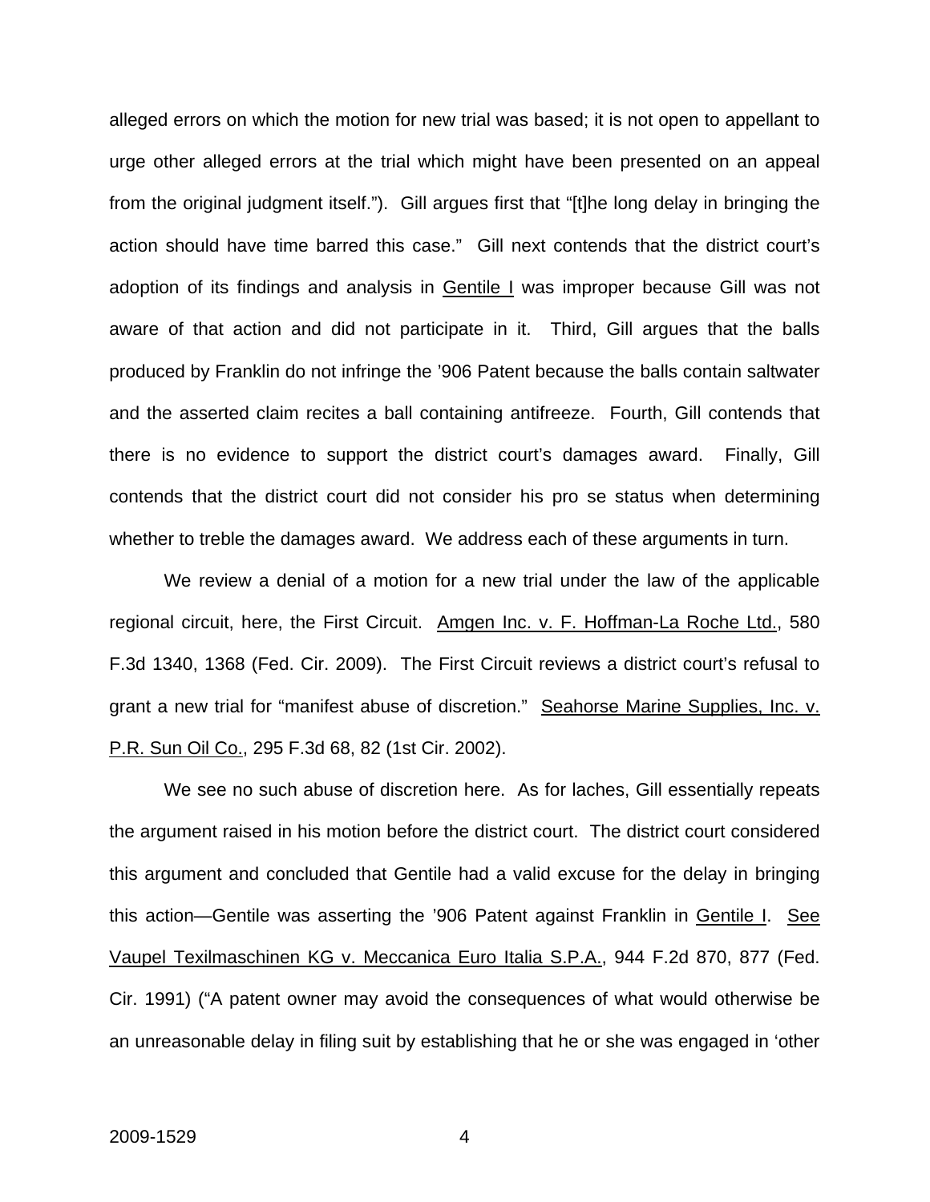alleged errors on which the motion for new trial was based; it is not open to appellant to urge other alleged errors at the trial which might have been presented on an appeal from the original judgment itself."). Gill argues first that "[t]he long delay in bringing the action should have time barred this case." Gill next contends that the district court's adoption of its findings and analysis in Gentile I was improper because Gill was not aware of that action and did not participate in it. Third, Gill argues that the balls produced by Franklin do not infringe the '906 Patent because the balls contain saltwater and the asserted claim recites a ball containing antifreeze. Fourth, Gill contends that there is no evidence to support the district court's damages award. Finally, Gill contends that the district court did not consider his pro se status when determining whether to treble the damages award. We address each of these arguments in turn.

We review a denial of a motion for a new trial under the law of the applicable regional circuit, here, the First Circuit. Amgen Inc. v. F. Hoffman-La Roche Ltd., 580 F.3d 1340, 1368 (Fed. Cir. 2009). The First Circuit reviews a district court's refusal to grant a new trial for "manifest abuse of discretion." Seahorse Marine Supplies, Inc. v. P.R. Sun Oil Co., 295 F.3d 68, 82 (1st Cir. 2002).

We see no such abuse of discretion here. As for laches, Gill essentially repeats the argument raised in his motion before the district court. The district court considered this argument and concluded that Gentile had a valid excuse for the delay in bringing this action—Gentile was asserting the '906 Patent against Franklin in Gentile I. See Vaupel Texilmaschinen KG v. Meccanica Euro Italia S.P.A., 944 F.2d 870, 877 (Fed. Cir. 1991) ("A patent owner may avoid the consequences of what would otherwise be an unreasonable delay in filing suit by establishing that he or she was engaged in 'other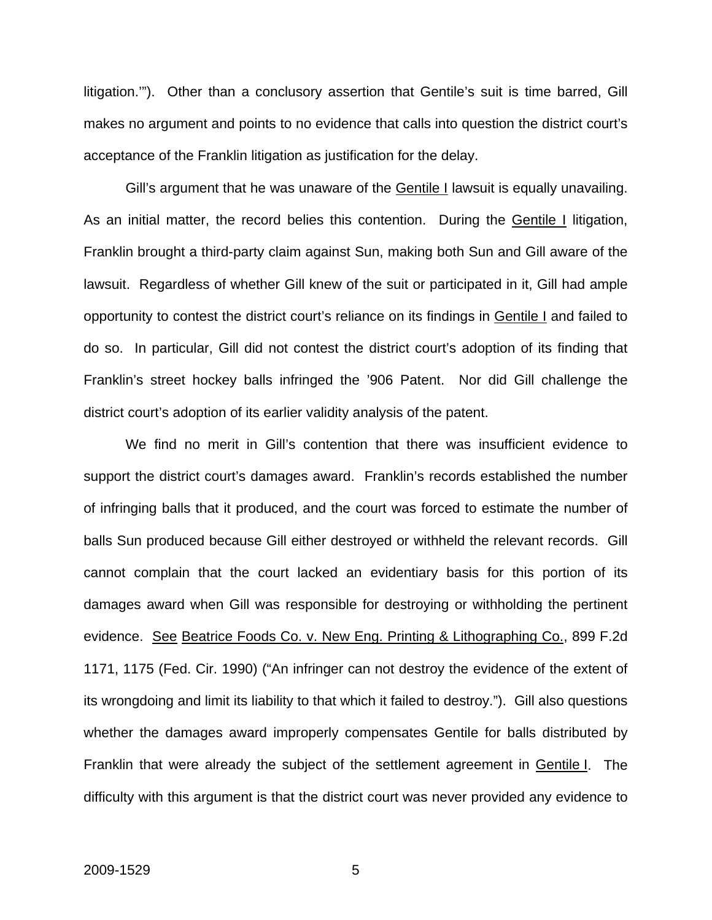litigation.'"). Other than a conclusory assertion that Gentile's suit is time barred, Gill makes no argument and points to no evidence that calls into question the district court's acceptance of the Franklin litigation as justification for the delay.

Gill's argument that he was unaware of the Gentile I lawsuit is equally unavailing. As an initial matter, the record belies this contention. During the Gentile I litigation, Franklin brought a third-party claim against Sun, making both Sun and Gill aware of the lawsuit. Regardless of whether Gill knew of the suit or participated in it, Gill had ample opportunity to contest the district court's reliance on its findings in Gentile I and failed to do so. In particular, Gill did not contest the district court's adoption of its finding that Franklin's street hockey balls infringed the '906 Patent. Nor did Gill challenge the district court's adoption of its earlier validity analysis of the patent.

We find no merit in Gill's contention that there was insufficient evidence to support the district court's damages award. Franklin's records established the number of infringing balls that it produced, and the court was forced to estimate the number of balls Sun produced because Gill either destroyed or withheld the relevant records. Gill cannot complain that the court lacked an evidentiary basis for this portion of its damages award when Gill was responsible for destroying or withholding the pertinent evidence. See Beatrice Foods Co. v. New Eng. Printing & Lithographing Co., 899 F.2d 1171, 1175 (Fed. Cir. 1990) ("An infringer can not destroy the evidence of the extent of its wrongdoing and limit its liability to that which it failed to destroy."). Gill also questions whether the damages award improperly compensates Gentile for balls distributed by Franklin that were already the subject of the settlement agreement in Gentile I. The difficulty with this argument is that the district court was never provided any evidence to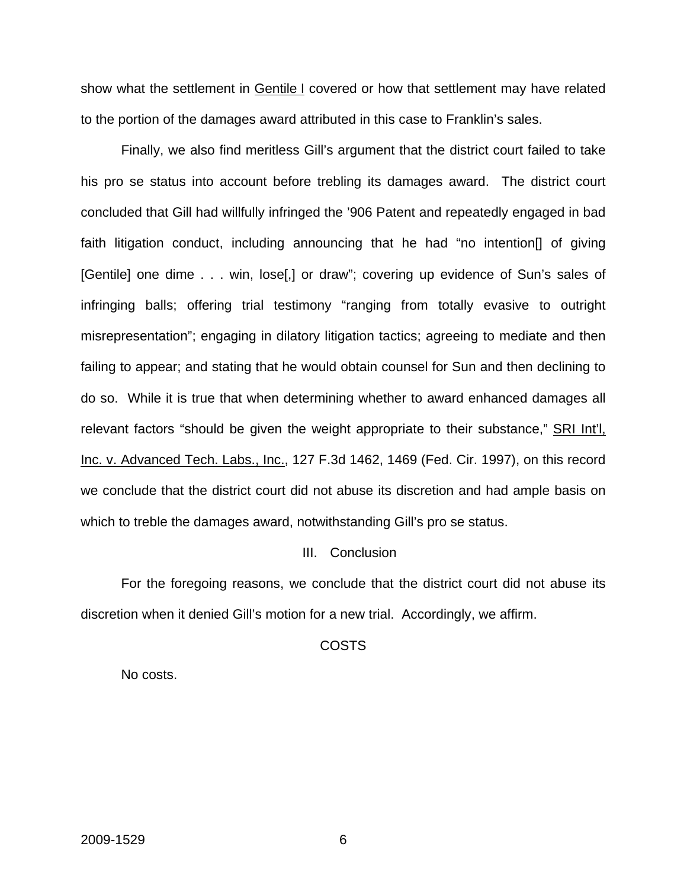show what the settlement in Gentile I covered or how that settlement may have related to the portion of the damages award attributed in this case to Franklin's sales.

Finally, we also find meritless Gill's argument that the district court failed to take his pro se status into account before trebling its damages award. The district court concluded that Gill had willfully infringed the '906 Patent and repeatedly engaged in bad faith litigation conduct, including announcing that he had "no intention[] of giving [Gentile] one dime . . . win, lose[,] or draw"; covering up evidence of Sun's sales of infringing balls; offering trial testimony "ranging from totally evasive to outright misrepresentation"; engaging in dilatory litigation tactics; agreeing to mediate and then failing to appear; and stating that he would obtain counsel for Sun and then declining to do so. While it is true that when determining whether to award enhanced damages all relevant factors "should be given the weight appropriate to their substance," SRI Int'l, Inc. v. Advanced Tech. Labs., Inc., 127 F.3d 1462, 1469 (Fed. Cir. 1997), on this record we conclude that the district court did not abuse its discretion and had ample basis on which to treble the damages award, notwithstanding Gill's pro se status.

## III. Conclusion

For the foregoing reasons, we conclude that the district court did not abuse its discretion when it denied Gill's motion for a new trial. Accordingly, we affirm.

## COSTS

No costs.